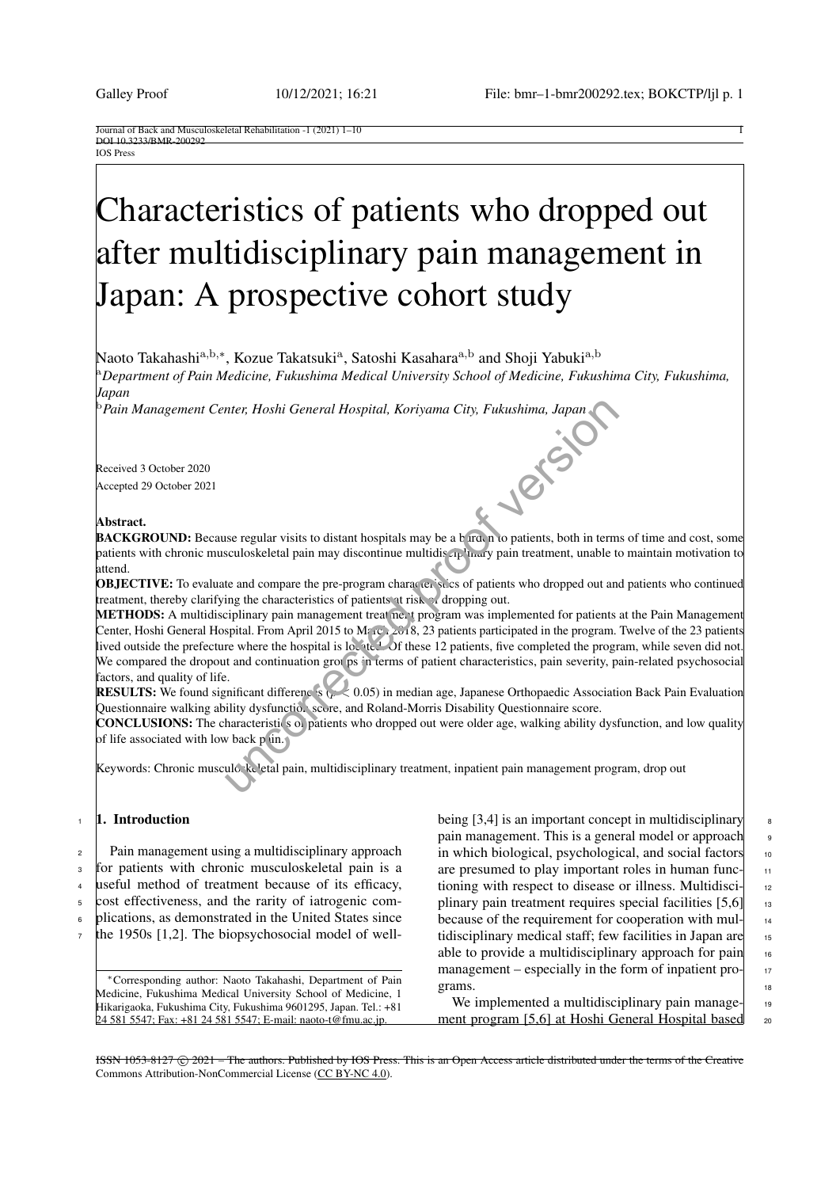# Characteristics of patients who dropped out after multidisciplinary pain management in Japan: A prospective cohort study

Naoto Takahashi[a,b,*], Kozue Takatsuki[a], Satoshi Kasahara[a,b] and Shoji Yabuki[a,b]

[a]*Department of Pain Medicine, Fukushima Medical University School of Medicine, Fukushima City, Fukushima, Japan*

[b]*Pain Management Center, Hoshi General Hospital, Koriyama City, Fukushima, Japan*

Received 3 October 2020

Accepted 29 October 2021

**Abstract.**

**BACKGROUND:** Because regular visits to distant hospitals may be a burden to patients, both in terms of time and cost, some patients with chronic musculoskeletal pain may discontinue multidisciplinary pain treatment, unable to maintain motivation to attend.

**OBJECTIVE:** To evaluate and compare the pre-program characteristics of patients who dropped out and patients who continued treatment, thereby clarifying the characteristics of patients at risk of dropping out.

**METHODS:** A multidisciplinary pain management treatment program was implemented for patients at the Pain Management Center, Hoshi General Hospital. From April 2015 to March 2018, 23 patients participated in the program. Twelve of the 23 patients lived outside the prefecture where the hospital is located. Of these 12 patients, five completed the program, while seven did not. We compared the dropout and continuation groups in terms of patient characteristics, pain severity, pain-related psychosocial factors, and quality of life.

**RESULTS:** We found significant differences ($p < 0.05$) in median age, Japanese Orthopaedic Association Back Pain Evaluation Questionnaire walking ability dysfunction score, and Roland-Morris Disability Questionnaire score.

**CONCLUSIONS:** The characteristics of patients who dropped out were older age, walking ability dysfunction, and low quality of life associated with low back pain.

Keywords: Chronic musculoskeletal pain, multidisciplinary treatment, inpatient pain management program, drop out

## 1. Introduction

Pain management using a multidisciplinary approach for patients with chronic musculoskeletal pain is a useful method of treatment because of its efficacy, cost effectiveness, and the rarity of iatrogenic complications, as demonstrated in the United States since the 1950s [1,2]. The biopsychosocial model of well-being [3,4] is an important concept in multidisciplinary pain management. This is a general model or approach in which biological, psychological, and social factors are presumed to play important roles in human functioning with respect to disease or illness. Multidisciplinary pain treatment requires special facilities [5,6] because of the requirement for cooperation with multidisciplinary medical staff; few facilities in Japan are able to provide a multidisciplinary approach for pain management – especially in the form of inpatient programs.

We implemented a multidisciplinary pain management program [5,6] at Hoshi General Hospital based

*Corresponding author: Naoto Takahashi, Department of Pain Medicine, Fukushima Medical University School of Medicine, 1 Hikarigaoka, Fukushima City, Fukushima 9601295, Japan. Tel.: +81 24 581 5547; Fax: +81 24 581 5547; E-mail: naoto-t@fmu.ac.jp.

ISSN 1053-8127 © 2021 – The authors. Published by IOS Press. This is an Open Access article distributed under the terms of the Creative Commons Attribution-NonCommercial License (CC BY-NC 4.0).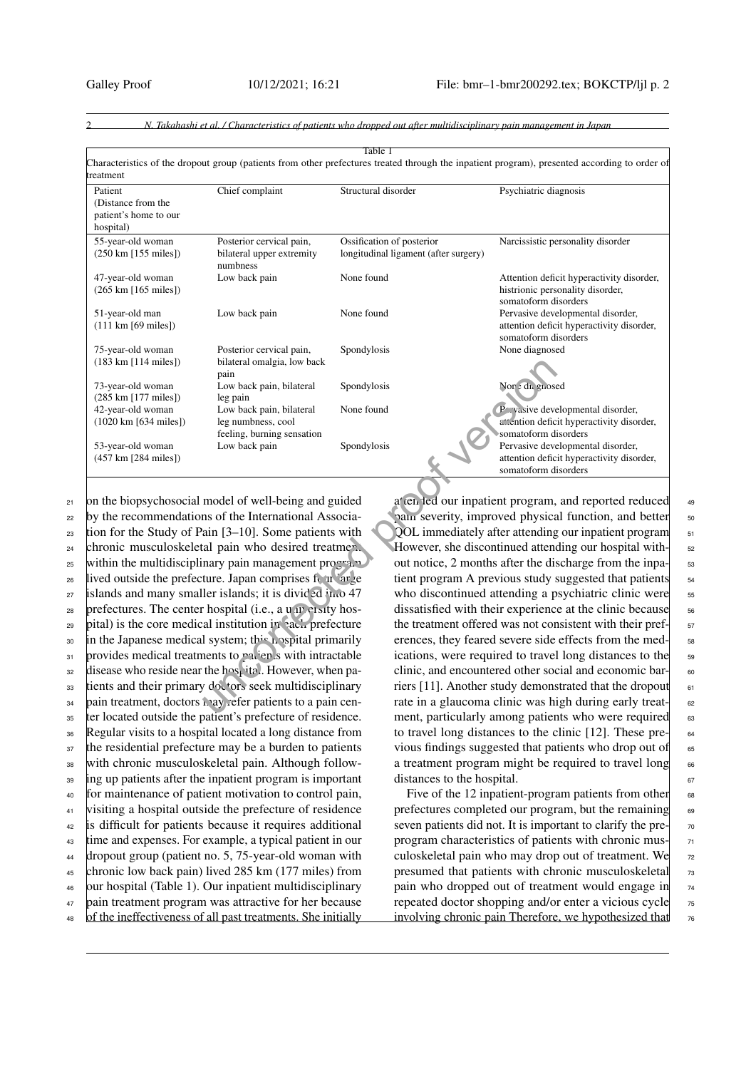Table 1
Characteristics of the dropout group (patients from other prefectures treated through the inpatient program), presented according to order of treatment

| Patient (Distance from the patient's home to our hospital) | Chief complaint | Structural disorder | Psychiatric diagnosis |
|---|---|---|---|
| 55-year-old woman (250 km [155 miles]) | Posterior cervical pain, bilateral upper extremity numbness | Ossification of posterior longitudinal ligament (after surgery) | Narcissistic personality disorder |
| 47-year-old woman (265 km [165 miles]) | Low back pain | None found | Attention deficit hyperactivity disorder, histrionic personality disorder, somatoform disorders |
| 51-year-old man (111 km [69 miles]) | Low back pain | None found | Pervasive developmental disorder, attention deficit hyperactivity disorder, somatoform disorders |
| 75-year-old woman (183 km [114 miles]) | Posterior cervical pain, bilateral omalgia, low back pain | Spondylosis | None diagnosed |
| 73-year-old woman (285 km [177 miles]) | Low back pain, bilateral leg pain | Spondylosis | None diagnosed |
| 42-year-old woman (1020 km [634 miles]) | Low back pain, bilateral leg numbness, cool feeling, burning sensation | None found | Pervasive developmental disorder, attention deficit hyperactivity disorder, somatoform disorders |
| 53-year-old woman (457 km [284 miles]) | Low back pain | Spondylosis | Pervasive developmental disorder, attention deficit hyperactivity disorder, somatoform disorders |

on the biopsychosocial model of well-being and guided by the recommendations of the International Association for the Study of Pain [3–10]. Some patients with chronic musculoskeletal pain who desired treatment within the multidisciplinary pain management program lived outside the prefecture. Japan comprises four large islands and many smaller islands; it is divided into 47 prefectures. The center hospital (i.e., a university hospital) is the core medical institution in each prefecture in the Japanese medical system; this hospital primarily provides medical treatments to patients with intractable disease who reside near the hospital. However, when patients and their primary doctors seek multidisciplinary pain treatment, doctors may refer patients to a pain center located outside the patient's prefecture of residence. Regular visits to a hospital located a long distance from the residential prefecture may be a burden to patients with chronic musculoskeletal pain. Although following up patients after the inpatient program is important for maintenance of patient motivation to control pain, visiting a hospital outside the prefecture of residence is difficult for patients because it requires additional time and expenses. For example, a typical patient in our dropout group (patient no. 5, 75-year-old woman with chronic low back pain) lived 285 km (177 miles) from our hospital (Table 1). Our inpatient multidisciplinary pain treatment program was attractive for her because of the ineffectiveness of all past treatments. She initially attended our inpatient program, and reported reduced pain severity, improved physical function, and better QOL immediately after attending our inpatient program. However, she discontinued attending our hospital without notice, 2 months after the discharge from the inpatient program A previous study suggested that patients who discontinued attending a psychiatric clinic were dissatisfied with their experience at the clinic because the treatment offered was not consistent with their preferences, they feared severe side effects from the medications, were required to travel long distances to the clinic, and encountered other social and economic barriers [11]. Another study demonstrated that the dropout rate in a glaucoma clinic was high during early treatment, particularly among patients who were required to travel long distances to the clinic [12]. These previous findings suggested that patients who drop out of a treatment program might be required to travel long distances to the hospital.

Five of the 12 inpatient-program patients from other prefectures completed our program, but the remaining seven patients did not. It is important to clarify the pre-program characteristics of patients with chronic musculoskeletal pain who may drop out of treatment. We presumed that patients with chronic musculoskeletal pain who dropped out of treatment would engage in repeated doctor shopping and/or enter a vicious cycle involving chronic pain Therefore, we hypothesized that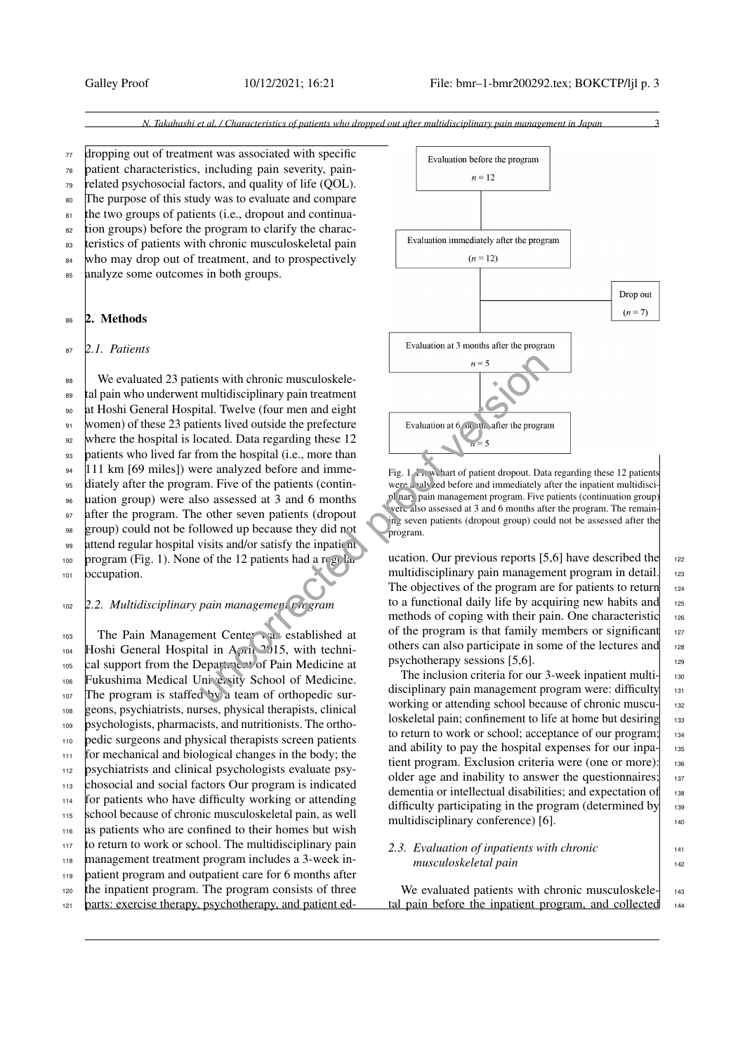dropping out of treatment was associated with specific patient characteristics, including pain severity, pain-related psychosocial factors, and quality of life (QOL). The purpose of this study was to evaluate and compare the two groups of patients (i.e., dropout and continuation groups) before the program to clarify the characteristics of patients with chronic musculoskeletal pain who may drop out of treatment, and to prospectively analyze some outcomes in both groups.

## 2. Methods

### 2.1. Patients

We evaluated 23 patients with chronic musculoskeletal pain who underwent multidisciplinary pain treatment at Hoshi General Hospital. Twelve (four men and eight women) of these 23 patients lived outside the prefecture where the hospital is located. Data regarding these 12 patients who lived far from the hospital (i.e., more than 111 km [69 miles]) were analyzed before and immediately after the program. Five of the patients (continuation group) were also assessed at 3 and 6 months after the program. The other seven patients (dropout group) could not be followed up because they did not attend regular hospital visits and/or satisfy the inpatient program (Fig. 1). None of the 12 patients had a regular occupation.

### 2.2. Multidisciplinary pain management program

The Pain Management Center was established at Hoshi General Hospital in April 2015, with technical support from the Department of Pain Medicine at Fukushima Medical University School of Medicine. The program is staffed by a team of orthopedic surgeons, psychiatrists, nurses, physical therapists, clinical psychologists, pharmacists, and nutritionists. The orthopedic surgeons and physical therapists screen patients for mechanical and biological changes in the body; the psychiatrists and clinical psychologists evaluate psychosocial and social factors Our program is indicated for patients who have difficulty working or attending school because of chronic musculoskeletal pain, as well as patients who are confined to their homes but wish to return to work or school. The multidisciplinary pain management treatment program includes a 3-week inpatient program and outpatient care for 6 months after the inpatient program. The program consists of three parts: exercise therapy, psychotherapy, and patient education. Our previous reports [5,6] have described the multidisciplinary pain management program in detail. The objectives of the program are for patients to return to a functional daily life by acquiring new habits and methods of coping with their pain. One characteristic of the program is that family members or significant others can also participate in some of the lectures and psychotherapy sessions [5,6].

Evaluation before the program $n = 12$ → Evaluation immediately after the program ($n = 12$) → Drop out ($n = 7$) → Evaluation at 3 months after the program $n = 5$ → Evaluation at 6 months after the program $n = 5$

Fig. 1. Flowchart of patient dropout. Data regarding these 12 patients were analyzed before and immediately after the inpatient multidisciplinary pain management program. Five patients (continuation group) were also assessed at 3 and 6 months after the program. The remaining seven patients (dropout group) could not be assessed after the program.

The inclusion criteria for our 3-week inpatient multidisciplinary pain management program were: difficulty working or attending school because of chronic musculoskeletal pain; confinement to life at home but desiring to return to work or school; acceptance of our program; and ability to pay the hospital expenses for our inpatient program. Exclusion criteria were (one or more): older age and inability to answer the questionnaires; dementia or intellectual disabilities; and expectation of difficulty participating in the program (determined by multidisciplinary conference) [6].

### 2.3. Evaluation of inpatients with chronic musculoskeletal pain

We evaluated patients with chronic musculoskeletal pain before the inpatient program, and collected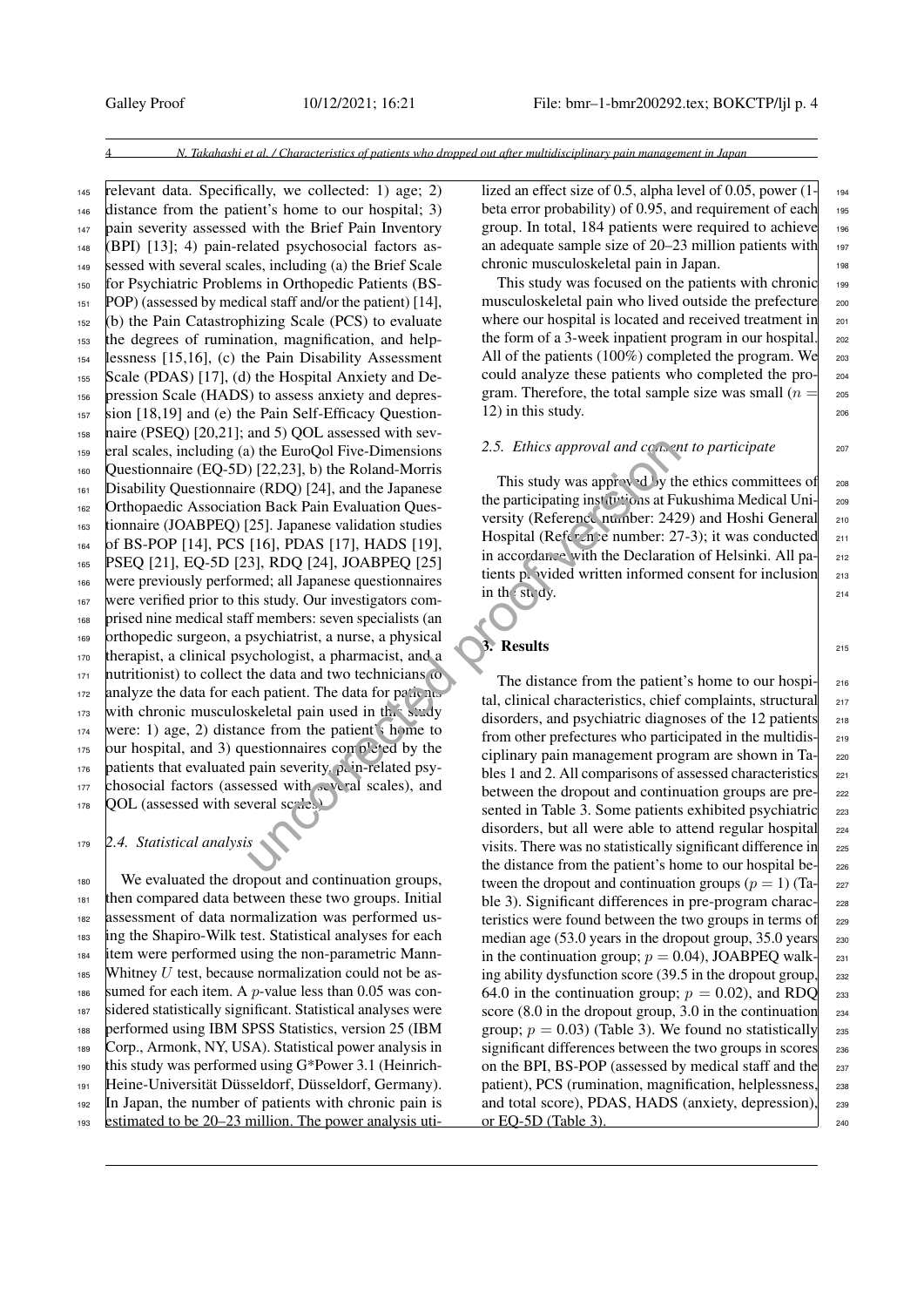relevant data. Specifically, we collected: 1) age; 2) distance from the patient's home to our hospital; 3) pain severity assessed with the Brief Pain Inventory (BPI) [13]; 4) pain-related psychosocial factors assessed with several scales, including (a) the Brief Scale for Psychiatric Problems in Orthopedic Patients (BS-POP) (assessed by medical staff and/or the patient) [14], (b) the Pain Catastrophizing Scale (PCS) to evaluate the degrees of rumination, magnification, and helplessness [15,16], (c) the Pain Disability Assessment Scale (PDAS) [17], (d) the Hospital Anxiety and Depression Scale (HADS) to assess anxiety and depression [18,19] and (e) the Pain Self-Efficacy Questionnaire (PSEQ) [20,21]; and 5) QOL assessed with several scales, including (a) the EuroQol Five-Dimensions Questionnaire (EQ-5D) [22,23], b) the Roland-Morris Disability Questionnaire (RDQ) [24], and the Japanese Orthopaedic Association Back Pain Evaluation Questionnaire (JOABPEQ) [25]. Japanese validation studies of BS-POP [14], PCS [16], PDAS [17], HADS [19], PSEQ [21], EQ-5D [23], RDQ [24], JOABPEQ [25] were previously performed; all Japanese questionnaires were verified prior to this study. Our investigators comprised nine medical staff members: seven specialists (an orthopedic surgeon, a psychiatrist, a nurse, a physical therapist, a clinical psychologist, a pharmacist, and a nutritionist) to collect the data and two technicians to analyze the data for each patient. The data for patients with chronic musculoskeletal pain used in this study were: 1) age, 2) distance from the patient's home to our hospital, and 3) questionnaires completed by the patients that evaluated pain severity, pain-related psychosocial factors (assessed with several scales), and QOL (assessed with several scales).

### 2.4. Statistical analysis

We evaluated the dropout and continuation groups, then compared data between these two groups. Initial assessment of data normalization was performed using the Shapiro-Wilk test. Statistical analyses for each item were performed using the non-parametric Mann-Whitney $U$ test, because normalization could not be assumed for each item. A $p$-value less than 0.05 was considered statistically significant. Statistical analyses were performed using IBM SPSS Statistics, version 25 (IBM Corp., Armonk, NY, USA). Statistical power analysis in this study was performed using G*Power 3.1 (Heinrich-Heine-Universität Düsseldorf, Düsseldorf, Germany). In Japan, the number of patients with chronic pain is estimated to be 20–23 million. The power analysis utilized an effect size of 0.5, alpha level of 0.05, power (1-beta error probability) of 0.95, and requirement of each group. In total, 184 patients were required to achieve an adequate sample size of 20–23 million patients with chronic musculoskeletal pain in Japan.

This study was focused on the patients with chronic musculoskeletal pain who lived outside the prefecture where our hospital is located and received treatment in the form of a 3-week inpatient program in our hospital. All of the patients (100%) completed the program. We could analyze these patients who completed the program. Therefore, the total sample size was small ($n = 12$) in this study.

### 2.5. Ethics approval and consent to participate

This study was approved by the ethics committees of the participating institutions at Fukushima Medical University (Reference number: 2429) and Hoshi General Hospital (Reference number: 27-3); it was conducted in accordance with the Declaration of Helsinki. All patients provided written informed consent for inclusion in the study.

## 3. Results

The distance from the patient's home to our hospital, clinical characteristics, chief complaints, structural disorders, and psychiatric diagnoses of the 12 patients from other prefectures who participated in the multidisciplinary pain management program are shown in Tables 1 and 2. All comparisons of assessed characteristics between the dropout and continuation groups are presented in Table 3. Some patients exhibited psychiatric disorders, but all were able to attend regular hospital visits. There was no statistically significant difference in the distance from the patient's home to our hospital between the dropout and continuation groups ($p = 1$) (Table 3). Significant differences in pre-program characteristics were found between the two groups in terms of median age (53.0 years in the dropout group, 35.0 years in the continuation group; $p = 0.04$), JOABPEQ walking ability dysfunction score (39.5 in the dropout group, 64.0 in the continuation group; $p = 0.02$), and RDQ score (8.0 in the dropout group, 3.0 in the continuation group; $p = 0.03$) (Table 3). We found no statistically significant differences between the two groups in scores on the BPI, BS-POP (assessed by medical staff and the patient), PCS (rumination, magnification, helplessness, and total score), PDAS, HADS (anxiety, depression), or EQ-5D (Table 3).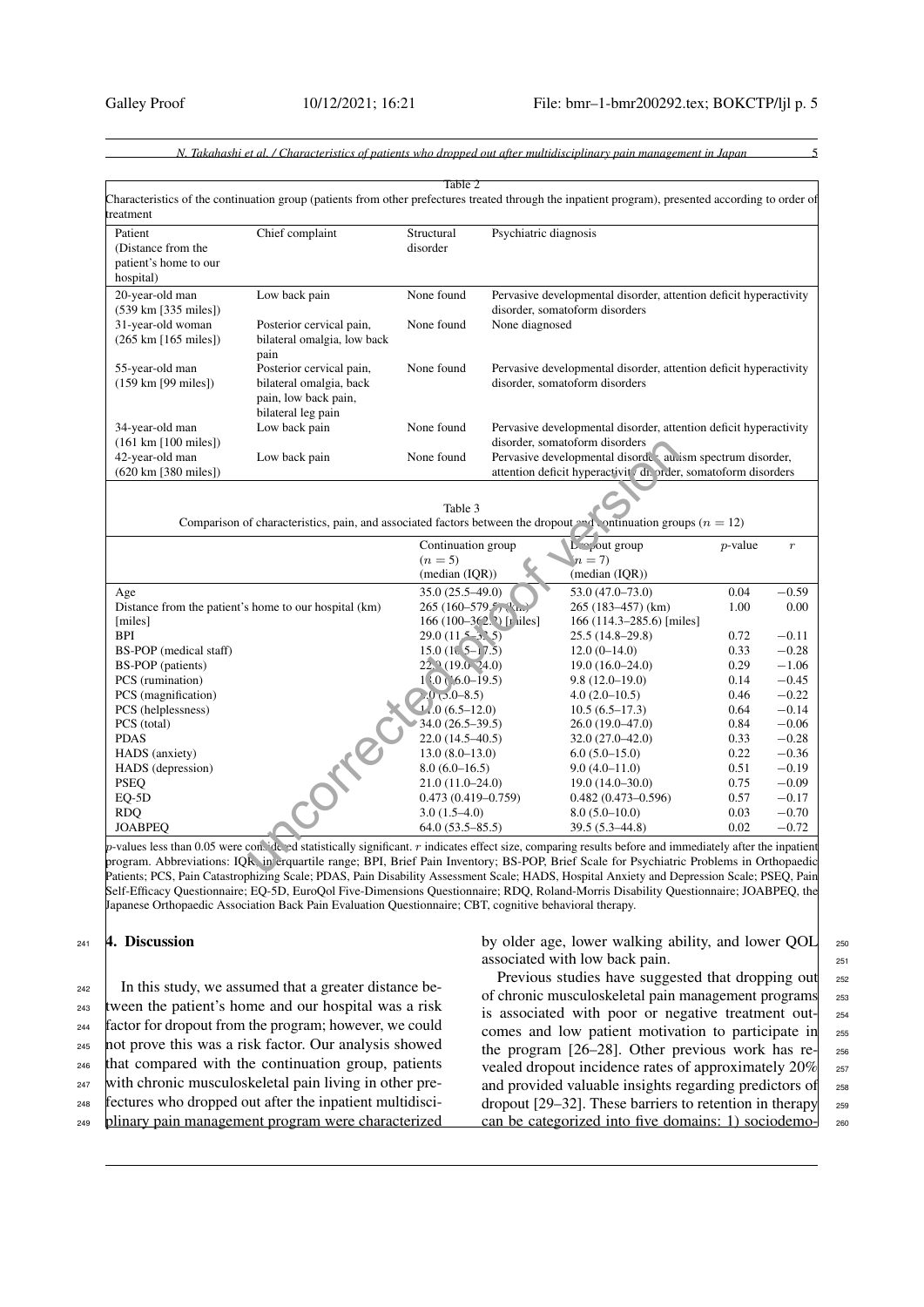Table 2
Characteristics of the continuation group (patients from other prefectures treated through the inpatient program), presented according to order of treatment

| Patient (Distance from the patient's home to our hospital) | Chief complaint | Structural disorder | Psychiatric diagnosis |
|---|---|---|---|
| 20-year-old man (539 km [335 miles]) | Low back pain | None found | Pervasive developmental disorder, attention deficit hyperactivity disorder, somatoform disorders |
| 31-year-old woman (265 km [165 miles]) | Posterior cervical pain, bilateral omalgia, low back pain | None found | None diagnosed |
| 55-year-old man (159 km [99 miles]) | Posterior cervical pain, bilateral omalgia, back pain, low back pain, bilateral leg pain | None found | Pervasive developmental disorder, attention deficit hyperactivity disorder, somatoform disorders |
| 34-year-old man (161 km [100 miles]) | Low back pain | None found | Pervasive developmental disorder, attention deficit hyperactivity disorder, somatoform disorders |
| 42-year-old man (620 km [380 miles]) | Low back pain | None found | Pervasive developmental disorder, autism spectrum disorder, attention deficit hyperactivity disorder, somatoform disorders |

Table 3
Comparison of characteristics, pain, and associated factors between the dropout and continuation groups ($n = 12$)

| | Continuation group ($n = 5$) (median (IQR)) | Dropout group ($n = 7$) (median (IQR)) | $p$-value | $r$ |
|---|---|---|---|---|
| Age | 35.0 (25.5–49.0) | 53.0 (47.0–73.0) | 0.04 | −0.59 |
| Distance from the patient's home to our hospital (km) [miles] | 265 (160–579.5) (km) 166 (100–362.2) [miles] | 265 (183–457) (km) 166 (114.3–285.6) [miles] | 1.00 | 0.00 |
| BPI | 29.0 (11.5–31.5) | 25.5 (14.8–29.8) | 0.72 | −0.11 |
| BS-POP (medical staff) | 15.0 (10.5–17.5) | 12.0 (0–14.0) | 0.33 | −0.28 |
| BS-POP (patients) | 22.0 (19.0–24.0) | 19.0 (16.0–24.0) | 0.29 | −1.06 |
| PCS (rumination) | 13.0 (16.0–19.5) | 9.8 (12.0–19.0) | 0.14 | −0.45 |
| PCS (magnification) | 7.0 (5.0–8.5) | 4.0 (2.0–10.5) | 0.46 | −0.22 |
| PCS (helplessness) | 11.0 (6.5–12.0) | 10.5 (6.5–17.3) | 0.64 | −0.14 |
| PCS (total) | 34.0 (26.5–39.5) | 26.0 (19.0–47.0) | 0.84 | −0.06 |
| PDAS | 22.0 (14.5–40.5) | 32.0 (27.0–42.0) | 0.33 | −0.28 |
| HADS (anxiety) | 13.0 (8.0–13.0) | 6.0 (5.0–15.0) | 0.22 | −0.36 |
| HADS (depression) | 8.0 (6.0–16.5) | 9.0 (4.0–11.0) | 0.51 | −0.19 |
| PSEQ | 21.0 (11.0–24.0) | 19.0 (14.0–30.0) | 0.75 | −0.09 |
| EQ-5D | 0.473 (0.419–0.759) | 0.482 (0.473–0.596) | 0.57 | −0.17 |
| RDQ | 3.0 (1.5–4.0) | 8.0 (5.0–10.0) | 0.03 | −0.70 |
| JOABPEQ | 64.0 (53.5–85.5) | 39.5 (5.3–44.8) | 0.02 | −0.72 |

$p$-values less than 0.05 were considered statistically significant. $r$ indicates effect size, comparing results before and immediately after the inpatient program. Abbreviations: IQR, interquartile range; BPI, Brief Pain Inventory; BS-POP, Brief Scale for Psychiatric Problems in Orthopaedic Patients; PCS, Pain Catastrophizing Scale; PDAS, Pain Disability Assessment Scale; HADS, Hospital Anxiety and Depression Scale; PSEQ, Pain Self-Efficacy Questionnaire; EQ-5D, EuroQol Five-Dimensions Questionnaire; RDQ, Roland-Morris Disability Questionnaire; JOABPEQ, the Japanese Orthopaedic Association Back Pain Evaluation Questionnaire; CBT, cognitive behavioral therapy.

## 4. Discussion

In this study, we assumed that a greater distance between the patient's home and our hospital was a risk factor for dropout from the program; however, we could not prove this was a risk factor. Our analysis showed that compared with the continuation group, patients with chronic musculoskeletal pain living in other prefectures who dropped out after the inpatient multidisciplinary pain management program were characterized by older age, lower walking ability, and lower QOL associated with low back pain.

Previous studies have suggested that dropping out of chronic musculoskeletal pain management programs is associated with poor or negative treatment outcomes and low patient motivation to participate in the program [26–28]. Other previous work has revealed dropout incidence rates of approximately 20% and provided valuable insights regarding predictors of dropout [29–32]. These barriers to retention in therapy can be categorized into five domains: 1) sociodemo-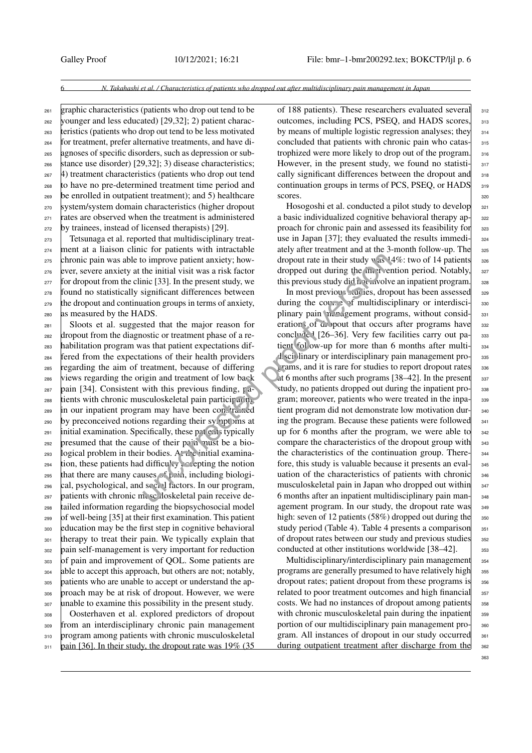graphic characteristics (patients who drop out tend to be younger and less educated) [29,32]; 2) patient characteristics (patients who drop out tend to be less motivated for treatment, prefer alternative treatments, and have diagnoses of specific disorders, such as depression or substance use disorder) [29,32]; 3) disease characteristics; 4) treatment characteristics (patients who drop out tend to have no pre-determined treatment time period and be enrolled in outpatient treatment); and 5) healthcare system/system domain characteristics (higher dropout rates are observed when the treatment is administered by trainees, instead of licensed therapists) [29].

Tetsunaga et al. reported that multidisciplinary treatment at a liaison clinic for patients with intractable chronic pain was able to improve patient anxiety; however, severe anxiety at the initial visit was a risk factor for dropout from the clinic [33]. In the present study, we found no statistically significant differences between the dropout and continuation groups in terms of anxiety, as measured by the HADS.

Sloots et al. suggested that the major reason for dropout from the diagnostic or treatment phase of a rehabilitation program was that patient expectations differed from the expectations of their health providers regarding the aim of treatment, because of differing views regarding the origin and treatment of low back pain [34]. Consistent with this previous finding, patients with chronic musculoskeletal pain participating in our inpatient program may have been constrained by preconceived notions regarding their symptoms at initial examination. Specifically, these patients typically presumed that the cause of their pain must be a biological problem in their bodies. At the initial examination, these patients had difficulty accepting the notion that there are many causes of pain, including biological, psychological, and social factors. In our program, patients with chronic musculoskeletal pain receive detailed information regarding the biopsychosocial model of well-being [35] at their first examination. This patient education may be the first step in cognitive behavioral therapy to treat their pain. We typically explain that pain self-management is very important for reduction of pain and improvement of QOL. Some patients are able to accept this approach, but others are not; notably, patients who are unable to accept or understand the approach may be at risk of dropout. However, we were unable to examine this possibility in the present study.

Oosterhaven et al. explored predictors of dropout from an interdisciplinary chronic pain management program among patients with chronic musculoskeletal pain [36]. In their study, the dropout rate was 19% (35 of 188 patients). These researchers evaluated several outcomes, including PCS, PSEQ, and HADS scores, by means of multiple logistic regression analyses; they concluded that patients with chronic pain who catastrophized were more likely to drop out of the program. However, in the present study, we found no statistically significant differences between the dropout and continuation groups in terms of PCS, PSEQ, or HADS scores.

Hosogoshi et al. conducted a pilot study to develop a basic individualized cognitive behavioral therapy approach for chronic pain and assessed its feasibility for use in Japan [37]; they evaluated the results immediately after treatment and at the 3-month follow-up. The dropout rate in their study was 14%: two of 14 patients dropped out during the intervention period. Notably, this previous study did not involve an inpatient program.

In most previous studies, dropout has been assessed during the course of multidisciplinary or interdisciplinary pain management programs, without considerations of dropout that occurs after programs have concluded [26–36]. Very few facilities carry out patient follow-up for more than 6 months after multidisciplinary or interdisciplinary pain management programs, and it is rare for studies to report dropout rates at 6 months after such programs [38–42]. In the present study, no patients dropped out during the inpatient program; moreover, patients who were treated in the inpatient program did not demonstrate low motivation during the program. Because these patients were followed up for 6 months after the program, we were able to compare the characteristics of the dropout group with the characteristics of the continuation group. Therefore, this study is valuable because it presents an evaluation of the characteristics of patients with chronic musculoskeletal pain in Japan who dropped out within 6 months after an inpatient multidisciplinary pain management program. In our study, the dropout rate was high: seven of 12 patients (58%) dropped out during the study period (Table 4). Table 4 presents a comparison of dropout rates between our study and previous studies conducted at other institutions worldwide [38–42].

Multidisciplinary/interdisciplinary pain management programs are generally presumed to have relatively high dropout rates; patient dropout from these programs is related to poor treatment outcomes and high financial costs. We had no instances of dropout among patients with chronic musculoskeletal pain during the inpatient portion of our multidisciplinary pain management program. All instances of dropout in our study occurred during outpatient treatment after discharge from the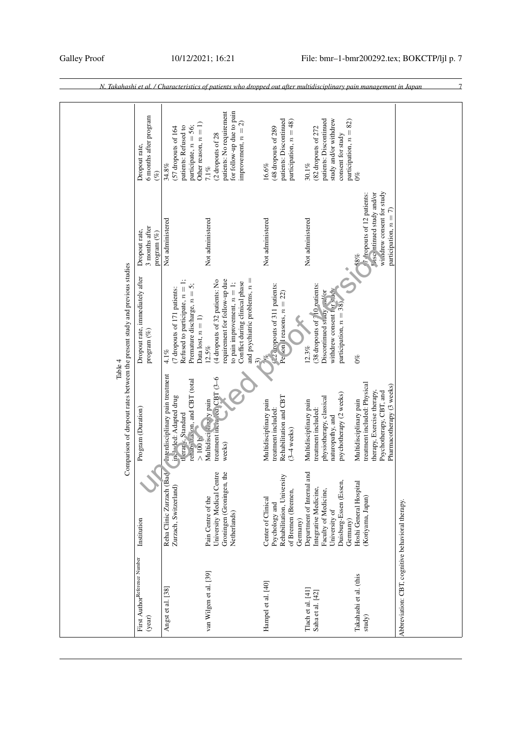Table 4

Comparison of dropout rates between the present study and previous studies

| First Author[Reference Number] (year) | Institution | Program (Duration) | Dropout rate, immediately after program (%) | Dropout rate, 3 months after program (%) | Dropout rate, 6 months after program (%) |
|---|---|---|---|---|---|
| Angst et al. [38] | Reha Clinic Zurzach (Bad Zurzach, Switzerland) | Interdisciplinary pain treatment included: Adapted drug therapy, Standard rehabilitation, and CBT (total > 100 h) | 4.1% (7 dropouts of 171 patients: Refused to participate, $n = 1$; Premature discharge, $n = 5$; Data lost, $n = 1$) | Not administered | 34.8% (57 dropouts of 164 patients: Refused to participate, $n = 56$; Other reason, $n = 1$) |
| van Wilgen et al. [39] | Pain Centre of the University Medical Centre Groningen (Groningen, the Netherlands) | Multidisciplinary pain treatment included CBT (3–6 weeks) | 12.5% (4 dropouts of 32 patients: No requirement for follow-up due to pain improvement, $n = 1$; Conflict during clinical phase and psychiatric problems, $n = 3$) | Not administered | 7.1% (2 dropouts of 28 patients: No requirement for follow-up due to pain improvement, $n = 2$) |
| Hampel et al. [40] | Center of Clinical Psychology and Rehabilitation, University of Bremen (Bremen, Germany) | Multidisciplinary pain treatment included: Rehabilitation and CBT (3–4 weeks) | 7% (22 dropouts of 311 patients: Personal reasons, $n = 22$) | Not administered | 16.6% (48 dropouts of 289 patients: Discontinued participation, $n = 48$) |
| Tlach et al. [41] Saha et al. [42] | Department of Internal and Integrative Medicine, Faculty of Medicine, University of Duisburg-Essen (Essen, Germany) | Multidisciplinary pain treatment included: physiotherapy, classical naturopathy, and psychotherapy (2 weeks) | 12.3% (38 dropouts of 310 patients: Discontinued study and/or withdrew consent for study participation, $n = 38$) | Not administered | 30.1% (82 dropouts of 272 patients: Discontinued study and/or withdrew consent for study participation, $n = 82$) |
| Takahashi et al. (this study) | Hoshi General Hospital (Koriyama, Japan) | Multidisciplinary pain treatment included: Physical therapy, Exercise therapy, Psychotherapy, CBT, and Pharmacotherapy (3 weeks) | 0% | 58% (7 dropouts of 12 patients: Discontinued study and/or withdrew consent for study participation, $n = 7$) | 0% |

Abbreviation: CBT, cognitive behavioral therapy.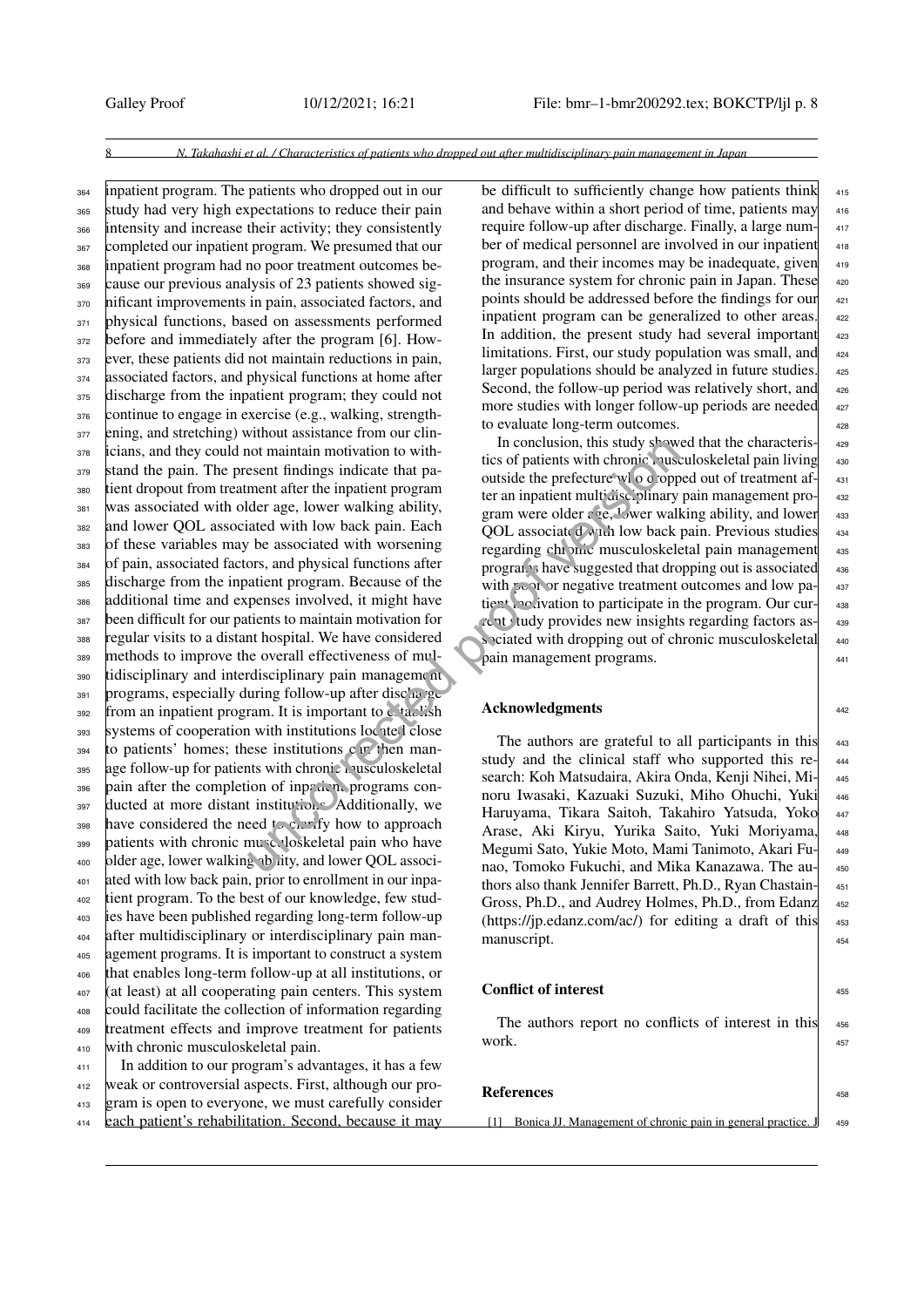inpatient program. The patients who dropped out in our study had very high expectations to reduce their pain intensity and increase their activity; they consistently completed our inpatient program. We presumed that our inpatient program had no poor treatment outcomes because our previous analysis of 23 patients showed significant improvements in pain, associated factors, and physical functions, based on assessments performed before and immediately after the program [6]. However, these patients did not maintain reductions in pain, associated factors, and physical functions at home after discharge from the inpatient program; they could not continue to engage in exercise (e.g., walking, strengthening, and stretching) without assistance from our clinicians, and they could not maintain motivation to withstand the pain. The present findings indicate that patient dropout from treatment after the inpatient program was associated with older age, lower walking ability, and lower QOL associated with low back pain. Each of these variables may be associated with worsening of pain, associated factors, and physical functions after discharge from the inpatient program. Because of the additional time and expenses involved, it might have been difficult for our patients to maintain motivation for regular visits to a distant hospital. We have considered methods to improve the overall effectiveness of multidisciplinary and interdisciplinary pain management programs, especially during follow-up after discharge from an inpatient program. It is important to establish systems of cooperation with institutions located close to patients' homes; these institutions can then manage follow-up for patients with chronic musculoskeletal pain after the completion of inpatient programs conducted at more distant institutions. Additionally, we have considered the need to clarify how to approach patients with chronic musculoskeletal pain who have older age, lower walking ability, and lower QOL associated with low back pain, prior to enrollment in our inpatient program. To the best of our knowledge, few studies have been published regarding long-term follow-up after multidisciplinary or interdisciplinary pain management programs. It is important to construct a system that enables long-term follow-up at all institutions, or (at least) at all cooperating pain centers. This system could facilitate the collection of information regarding treatment effects and improve treatment for patients with chronic musculoskeletal pain.

In addition to our program's advantages, it has a few weak or controversial aspects. First, although our program is open to everyone, we must carefully consider each patient's rehabilitation. Second, because it may be difficult to sufficiently change how patients think and behave within a short period of time, patients may require follow-up after discharge. Finally, a large number of medical personnel are involved in our inpatient program, and their incomes may be inadequate, given the insurance system for chronic pain in Japan. These points should be addressed before the findings for our inpatient program can be generalized to other areas. In addition, the present study had several important limitations. First, our study population was small, and larger populations should be analyzed in future studies. Second, the follow-up period was relatively short, and more studies with longer follow-up periods are needed to evaluate long-term outcomes.

In conclusion, this study showed that the characteristics of patients with chronic musculoskeletal pain living outside the prefecture who dropped out of treatment after an inpatient multidisciplinary pain management program were older age, lower walking ability, and lower QOL associated with low back pain. Previous studies regarding chronic musculoskeletal pain management programs have suggested that dropping out is associated with poor or negative treatment outcomes and low patient motivation to participate in the program. Our current study provides new insights regarding factors associated with dropping out of chronic musculoskeletal pain management programs.

## Acknowledgments

The authors are grateful to all participants in this study and the clinical staff who supported this research: Koh Matsudaira, Akira Onda, Kenji Nihei, Minoru Iwasaki, Kazuaki Suzuki, Miho Ohuchi, Yuki Haruyama, Tikara Saitoh, Takahiro Yatsuda, Yoko Arase, Aki Kiryu, Yurika Saito, Yuki Moriyama, Megumi Sato, Yukie Moto, Mami Tanimoto, Akari Funao, Tomoko Fukuchi, and Mika Kanazawa. The authors also thank Jennifer Barrett, Ph.D., Ryan Chastain-Gross, Ph.D., and Audrey Holmes, Ph.D., from Edanz (https://jp.edanz.com/ac/) for editing a draft of this manuscript.

## Conflict of interest

The authors report no conflicts of interest in this work.

## References

[1] Bonica JJ. Management of chronic pain in general practice. J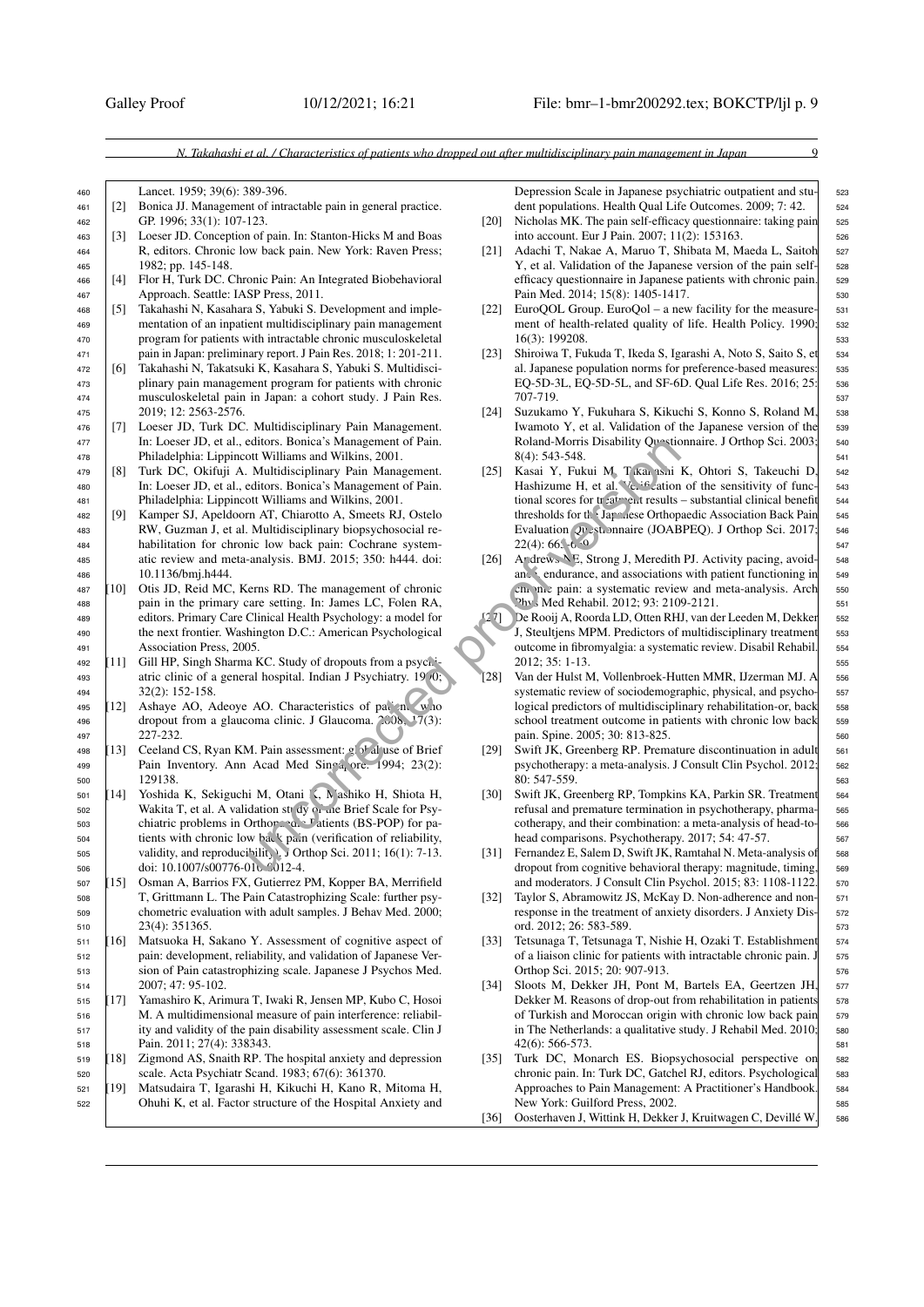Lancet. 1959; 39(6): 389-396.

[2] Bonica JJ. Management of intractable pain in general practice. GP. 1996; 33(1): 107-123.

[3] Loeser JD. Conception of pain. In: Stanton-Hicks M and Boas R, editors. Chronic low back pain. New York: Raven Press; 1982; pp. 145-148.

[4] Flor H, Turk DC. Chronic Pain: An Integrated Biobehavioral Approach. Seattle: IASP Press, 2011.

[5] Takahashi N, Kasahara S, Yabuki S. Development and implementation of an inpatient multidisciplinary pain management program for patients with intractable chronic musculoskeletal pain in Japan: preliminary report. J Pain Res. 2018; 1: 201-211.

[6] Takahashi N, Takatsuki K, Kasahara S, Yabuki S. Multidisciplinary pain management program for patients with chronic musculoskeletal pain in Japan: a cohort study. J Pain Res. 2019; 12: 2563-2576.

[7] Loeser JD, Turk DC. Multidisciplinary Pain Management. In: Loeser JD, et al., editors. Bonica's Management of Pain. Philadelphia: Lippincott Williams and Wilkins, 2001.

[8] Turk DC, Okifuji A. Multidisciplinary Pain Management. In: Loeser JD, et al., editors. Bonica's Management of Pain. Philadelphia: Lippincott Williams and Wilkins, 2001.

[9] Kamper SJ, Apeldoorn AT, Chiarotto A, Smeets RJ, Ostelo RW, Guzman J, et al. Multidisciplinary biopsychosocial rehabilitation for chronic low back pain: Cochrane systematic review and meta-analysis. BMJ. 2015; 350: h444. doi: 10.1136/bmj.h444.

[10] Otis JD, Reid MC, Kerns RD. The management of chronic pain in the primary care setting. In: James LC, Folen RA, editors. Primary Care Clinical Health Psychology: a model for the next frontier. Washington D.C.: American Psychological Association Press, 2005.

[11] Gill HP, Singh Sharma KC. Study of dropouts from a psychiatric clinic of a general hospital. Indian J Psychiatry. 1990; 32(2): 152-158.

[12] Ashaye AO, Adeoye AO. Characteristics of patients who dropout from a glaucoma clinic. J Glaucoma. 2008; 17(3): 227-232.

[13] Ceeland CS, Ryan KM. Pain assessment: global use of Brief Pain Inventory. Ann Acad Med Singapore. 1994; 23(2): 129138.

[14] Yoshida K, Sekiguchi M, Otani K, Mashiko H, Shiota H, Wakita T, et al. A validation study of the Brief Scale for Psychiatric problems in Orthopaedic Patients (BS-POP) for patients with chronic low back pain (verification of reliability, validity, and reproducibility). J Orthop Sci. 2011; 16(1): 7-13. doi: 10.1007/s00776-010-0012-4.

[15] Osman A, Barrios FX, Gutierrez PM, Kopper BA, Merrifield T, Grittmann L. The Pain Catastrophizing Scale: further psychometric evaluation with adult samples. J Behav Med. 2000; 23(4): 351365.

[16] Matsuoka H, Sakano Y. Assessment of cognitive aspect of pain: development, reliability, and validation of Japanese Version of Pain catastrophizing scale. Japanese J Psychos Med. 2007; 47: 95-102.

[17] Yamashiro K, Arimura T, Iwaki R, Jensen MP, Kubo C, Hosoi M. A multidimensional measure of pain interference: reliability and validity of the pain disability assessment scale. Clin J Pain. 2011; 27(4): 338343.

[18] Zigmond AS, Snaith RP. The hospital anxiety and depression scale. Acta Psychiatr Scand. 1983; 67(6): 361370.

[19] Matsudaira T, Igarashi H, Kikuchi H, Kano R, Mitoma H, Ohuhi K, et al. Factor structure of the Hospital Anxiety and Depression Scale in Japanese psychiatric outpatient and student populations. Health Qual Life Outcomes. 2009; 7: 42.

[20] Nicholas MK. The pain self-efficacy questionnaire: taking pain into account. Eur J Pain. 2007; 11(2): 153163.

[21] Adachi T, Nakae A, Maruo T, Shibata M, Maeda L, Saitoh Y, et al. Validation of the Japanese version of the pain self-efficacy questionnaire in Japanese patients with chronic pain. Pain Med. 2014; 15(8): 1405-1417.

[22] EuroQOL Group. EuroQol – a new facility for the measurement of health-related quality of life. Health Policy. 1990; 16(3): 199208.

[23] Shiroiwa T, Fukuda T, Ikeda S, Igarashi A, Noto S, Saito S, et al. Japanese population norms for preference-based measures: EQ-5D-3L, EQ-5D-5L, and SF-6D. Qual Life Res. 2016; 25: 707-719.

[24] Suzukamo Y, Fukuhara S, Kikuchi S, Konno S, Roland M, Iwamoto Y, et al. Validation of the Japanese version of the Roland-Morris Disability Questionnaire. J Orthop Sci. 2003; 8(4): 543-548.

[25] Kasai Y, Fukui M, Takahashi K, Ohtori S, Takeuchi D, Hashizume H, et al. Verification of the sensitivity of functional scores for treatment results – substantial clinical benefit thresholds for the Japanese Orthopaedic Association Back Pain Evaluation Questionnaire (JOABPEQ). J Orthop Sci. 2017; 22(4): 665-669.

[26] Andrews NE, Strong J, Meredith PJ. Activity pacing, avoidance, endurance, and associations with patient functioning in chronic pain: a systematic review and meta-analysis. Arch Phys Med Rehabil. 2012; 93: 2109-2121.

[27] De Rooij A, Roorda LD, Otten RHJ, van der Leeden M, Dekker J, Steultjens MPM. Predictors of multidisciplinary treatment outcome in fibromyalgia: a systematic review. Disabil Rehabil. 2012; 35: 1-13.

[28] Van der Hulst M, Vollenbroek-Hutten MMR, IJzerman MJ. A systematic review of sociodemographic, physical, and psychological predictors of multidisciplinary rehabilitation-or, back school treatment outcome in patients with chronic low back pain. Spine. 2005; 30: 813-825.

[29] Swift JK, Greenberg RP. Premature discontinuation in adult psychotherapy: a meta-analysis. J Consult Clin Psychol. 2012; 80: 547-559.

[30] Swift JK, Greenberg RP, Tompkins KA, Parkin SR. Treatment refusal and premature termination in psychotherapy, pharmacotherapy, and their combination: a meta-analysis of head-to-head comparisons. Psychotherapy. 2017; 54: 47-57.

[31] Fernandez E, Salem D, Swift JK, Ramtahal N. Meta-analysis of dropout from cognitive behavioral therapy: magnitude, timing, and moderators. J Consult Clin Psychol. 2015; 83: 1108-1122.

[32] Taylor S, Abramowitz JS, McKay D. Non-adherence and non-response in the treatment of anxiety disorders. J Anxiety Disord. 2012; 26: 583-589.

[33] Tetsunaga T, Tetsunaga T, Nishie H, Ozaki T. Establishment of a liaison clinic for patients with intractable chronic pain. J Orthop Sci. 2015; 20: 907-913.

[34] Sloots M, Dekker JH, Pont M, Bartels EA, Geertzen JH, Dekker M. Reasons of drop-out from rehabilitation in patients of Turkish and Moroccan origin with chronic low back pain in The Netherlands: a qualitative study. J Rehabil Med. 2010; 42(6): 566-573.

[35] Turk DC, Monarch ES. Biopsychosocial perspective on chronic pain. In: Turk DC, Gatchel RJ, editors. Psychological Approaches to Pain Management: A Practitioner's Handbook. New York: Guilford Press, 2002.

[36] Oosterhaven J, Wittink H, Dekker J, Kruitwagen C, Devillé W.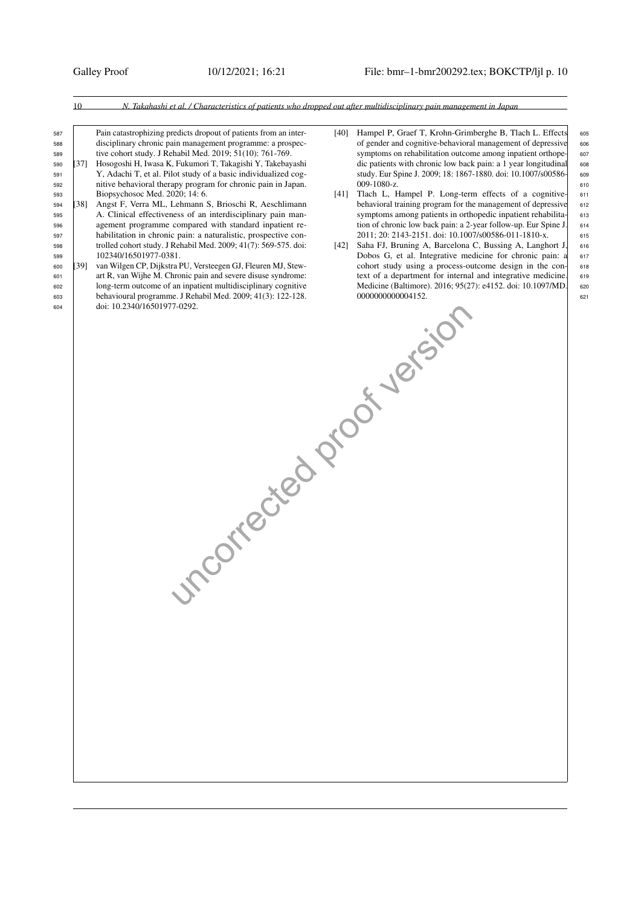Pain catastrophizing predicts dropout of patients from an interdisciplinary chronic pain management programme: a prospective cohort study. J Rehabil Med. 2019; 51(10): 761-769.

[37] Hosogoshi H, Iwasa K, Fukumori T, Takagishi Y, Takebayashi Y, Adachi T, et al. Pilot study of a basic individualized cognitive behavioral therapy program for chronic pain in Japan. Biopsychosoc Med. 2020; 14: 6.

[38] Angst F, Verra ML, Lehmann S, Brioschi R, Aeschlimann A. Clinical effectiveness of an interdisciplinary pain management programme compared with standard inpatient rehabilitation in chronic pain: a naturalistic, prospective controlled cohort study. J Rehabil Med. 2009; 41(7): 569-575. doi: 102340/16501977-0381.

[39] van Wilgen CP, Dijkstra PU, Versteegen GJ, Fleuren MJ, Stewart R, van Wijhe M. Chronic pain and severe disuse syndrome: long-term outcome of an inpatient multidisciplinary cognitive behavioural programme. J Rehabil Med. 2009; 41(3): 122-128. doi: 10.2340/16501977-0292.

[40] Hampel P, Graef T, Krohn-Grimberghe B, Tlach L. Effects of gender and cognitive-behavioral management of depressive symptoms on rehabilitation outcome among inpatient orthopedic patients with chronic low back pain: a 1 year longitudinal study. Eur Spine J. 2009; 18: 1867-1880. doi: 10.1007/s00586-009-1080-z.

[41] Tlach L, Hampel P. Long-term effects of a cognitive-behavioral training program for the management of depressive symptoms among patients in orthopedic inpatient rehabilitation of chronic low back pain: a 2-year follow-up. Eur Spine J. 2011; 20: 2143-2151. doi: 10.1007/s00586-011-1810-x.

[42] Saha FJ, Bruning A, Barcelona C, Bussing A, Langhort J, Dobos G, et al. Integrative medicine for chronic pain: a cohort study using a process-outcome design in the context of a department for internal and integrative medicine. Medicine (Baltimore). 2016; 95(27): e4152. doi: 10.1097/MD.0000000000004152.